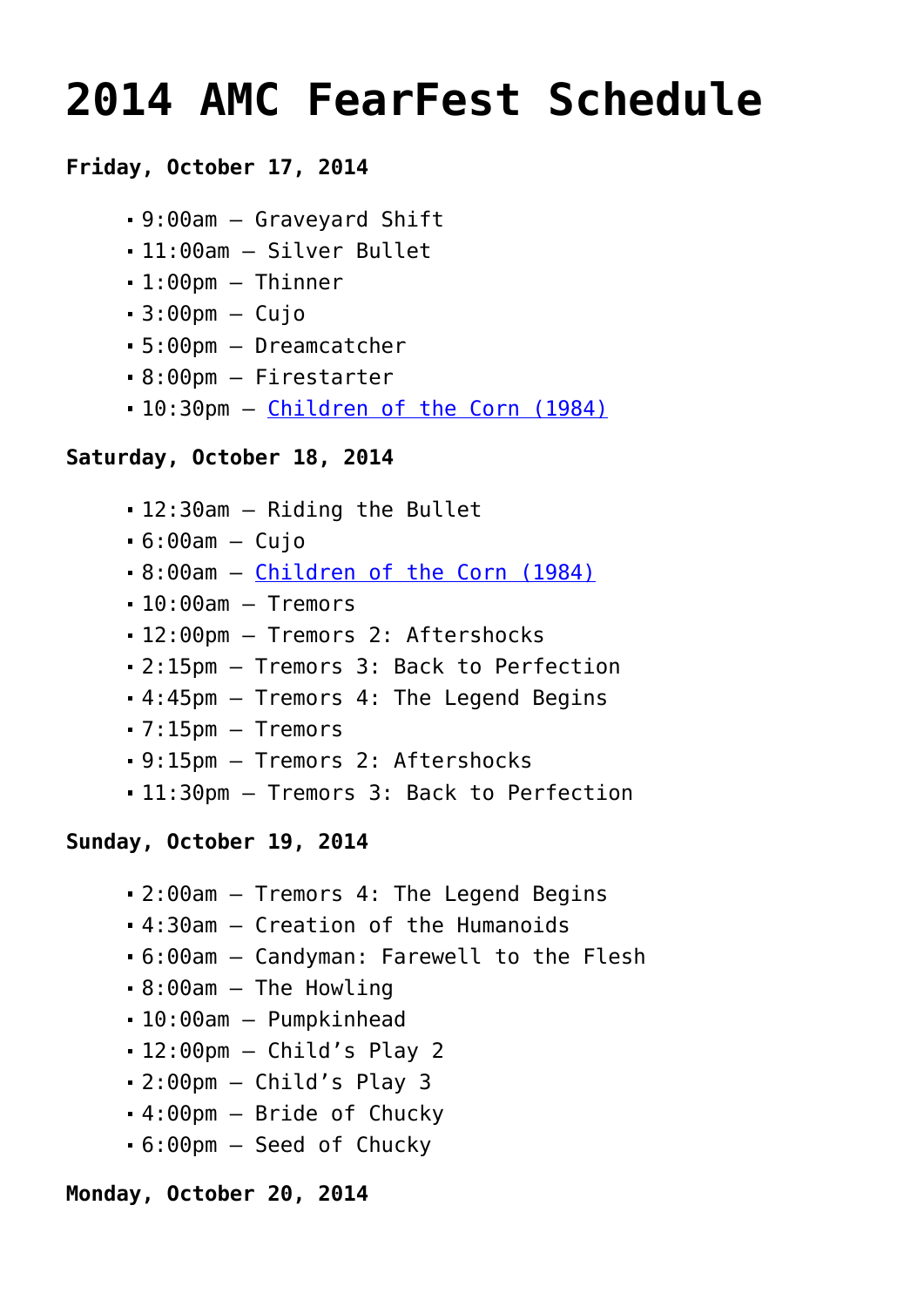# 2014 AMC FearFest Schedule

**Friday, October 17, 2014**

- 9:00am – Graveyard Shift
- 11:00am – Silver Bullet
- 1:00pm – Thinner
- 3:00pm – Cujo
- 5:00pm – Dreamcatcher
- 8:00pm – Firestarter
- 10:30pm – Children of the Corn (1984)

**Saturday, October 18, 2014**

- 12:30am – Riding the Bullet
- 6:00am – Cujo
- 8:00am – Children of the Corn (1984)
- 10:00am – Tremors
- 12:00pm – Tremors 2: Aftershocks
- 2:15pm – Tremors 3: Back to Perfection
- 4:45pm – Tremors 4: The Legend Begins
- 7:15pm – Tremors
- 9:15pm – Tremors 2: Aftershocks
- 11:30pm – Tremors 3: Back to Perfection

**Sunday, October 19, 2014**

- 2:00am – Tremors 4: The Legend Begins
- 4:30am – Creation of the Humanoids
- 6:00am – Candyman: Farewell to the Flesh
- 8:00am – The Howling
- 10:00am – Pumpkinhead
- 12:00pm – Child's Play 2
- 2:00pm – Child's Play 3
- 4:00pm – Bride of Chucky
- 6:00pm – Seed of Chucky

**Monday, October 20, 2014**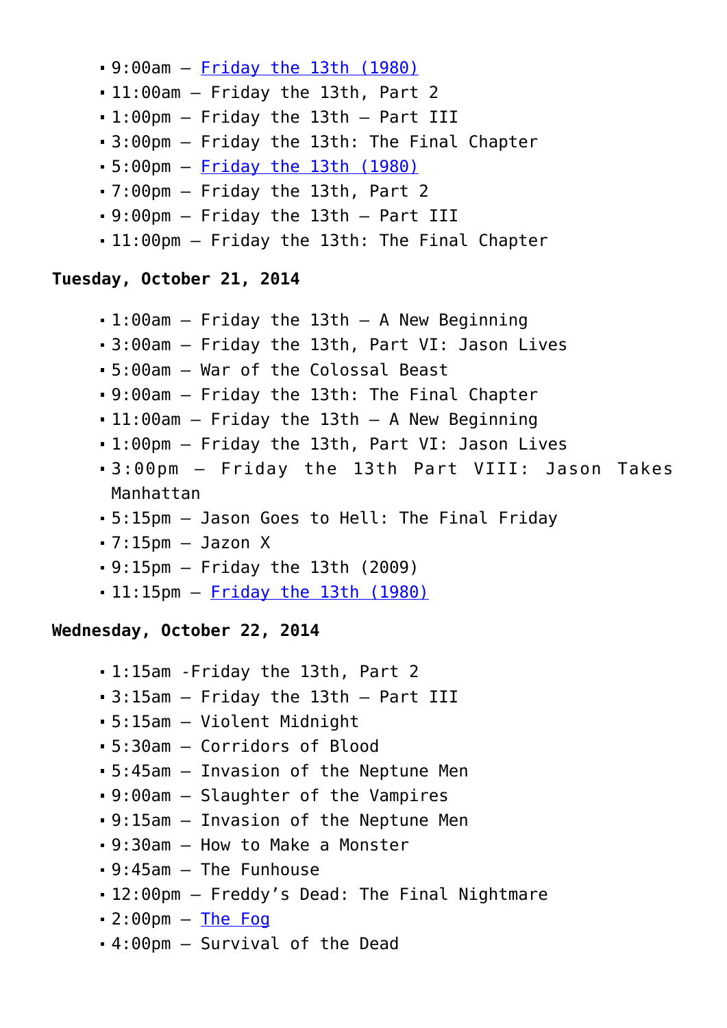- 9:00am – Friday the 13th (1980)
- 11:00am – Friday the 13th, Part 2
- 1:00pm – Friday the 13th – Part III
- 3:00pm – Friday the 13th: The Final Chapter
- 5:00pm – Friday the 13th (1980)
- 7:00pm – Friday the 13th, Part 2
- 9:00pm – Friday the 13th – Part III
- 11:00pm – Friday the 13th: The Final Chapter

**Tuesday, October 21, 2014**

- 1:00am – Friday the 13th – A New Beginning
- 3:00am – Friday the 13th, Part VI: Jason Lives
- 5:00am – War of the Colossal Beast
- 9:00am – Friday the 13th: The Final Chapter
- 11:00am – Friday the 13th – A New Beginning
- 1:00pm – Friday the 13th, Part VI: Jason Lives
- 3:00pm – Friday the 13th Part VIII: Jason Takes Manhattan
- 5:15pm – Jason Goes to Hell: The Final Friday
- 7:15pm – Jazon X
- 9:15pm – Friday the 13th (2009)
- 11:15pm – Friday the 13th (1980)

**Wednesday, October 22, 2014**

- 1:15am -Friday the 13th, Part 2
- 3:15am – Friday the 13th – Part III
- 5:15am – Violent Midnight
- 5:30am – Corridors of Blood
- 5:45am – Invasion of the Neptune Men
- 9:00am – Slaughter of the Vampires
- 9:15am – Invasion of the Neptune Men
- 9:30am – How to Make a Monster
- 9:45am – The Funhouse
- 12:00pm – Freddy's Dead: The Final Nightmare
- 2:00pm – The Fog
- 4:00pm – Survival of the Dead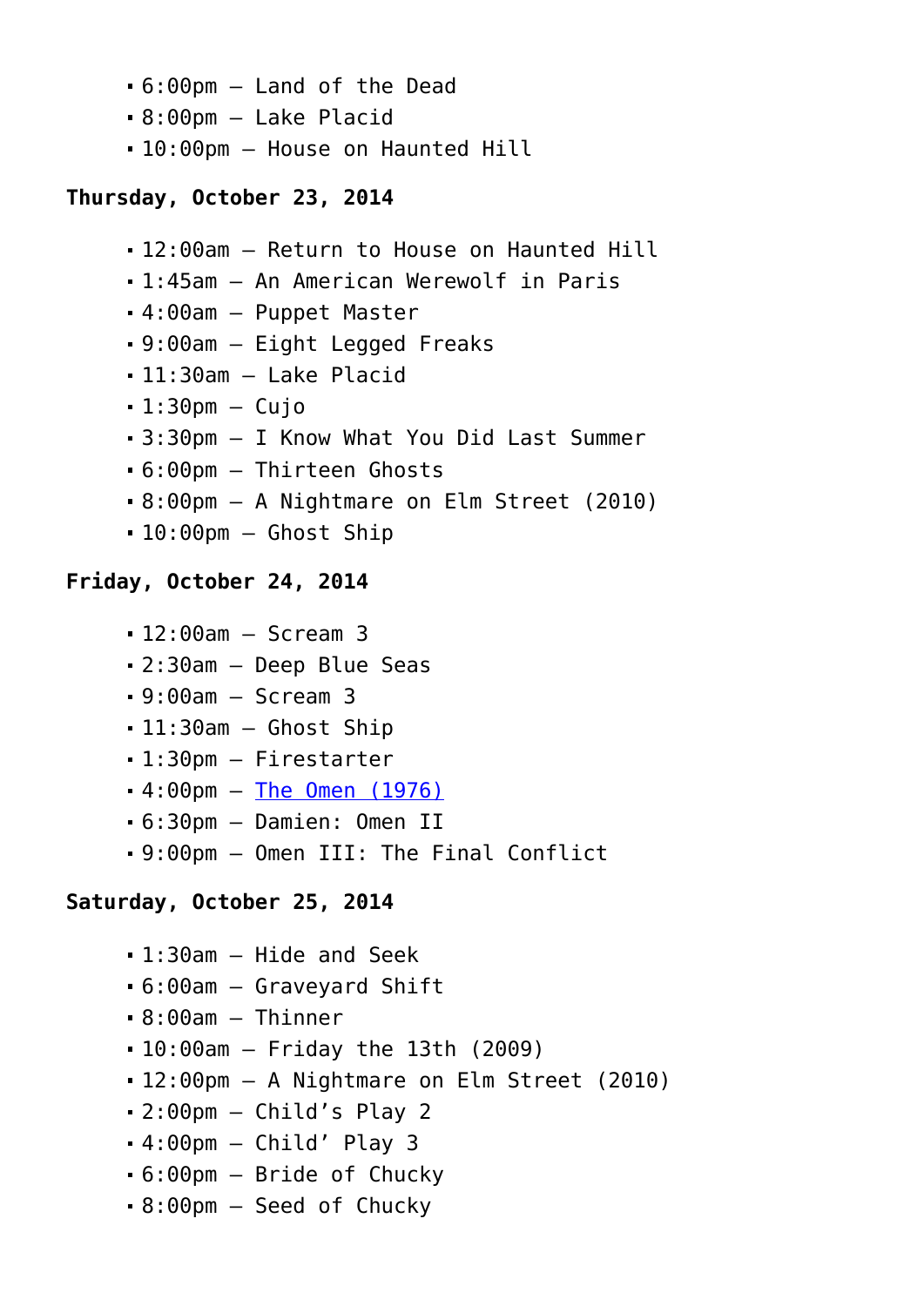- 6:00pm – Land of the Dead
- 8:00pm – Lake Placid
- 10:00pm – House on Haunted Hill

**Thursday, October 23, 2014**

- 12:00am – Return to House on Haunted Hill
- 1:45am – An American Werewolf in Paris
- 4:00am – Puppet Master
- 9:00am – Eight Legged Freaks
- 11:30am – Lake Placid
- 1:30pm – Cujo
- 3:30pm – I Know What You Did Last Summer
- 6:00pm – Thirteen Ghosts
- 8:00pm – A Nightmare on Elm Street (2010)
- 10:00pm – Ghost Ship

**Friday, October 24, 2014**

- 12:00am – Scream 3
- 2:30am – Deep Blue Seas
- 9:00am – Scream 3
- 11:30am – Ghost Ship
- 1:30pm – Firestarter
- 4:00pm – The Omen (1976)
- 6:30pm – Damien: Omen II
- 9:00pm – Omen III: The Final Conflict

**Saturday, October 25, 2014**

- 1:30am – Hide and Seek
- 6:00am – Graveyard Shift
- 8:00am – Thinner
- 10:00am – Friday the 13th (2009)
- 12:00pm – A Nightmare on Elm Street (2010)
- 2:00pm – Child's Play 2
- 4:00pm – Child' Play 3
- 6:00pm – Bride of Chucky
- 8:00pm – Seed of Chucky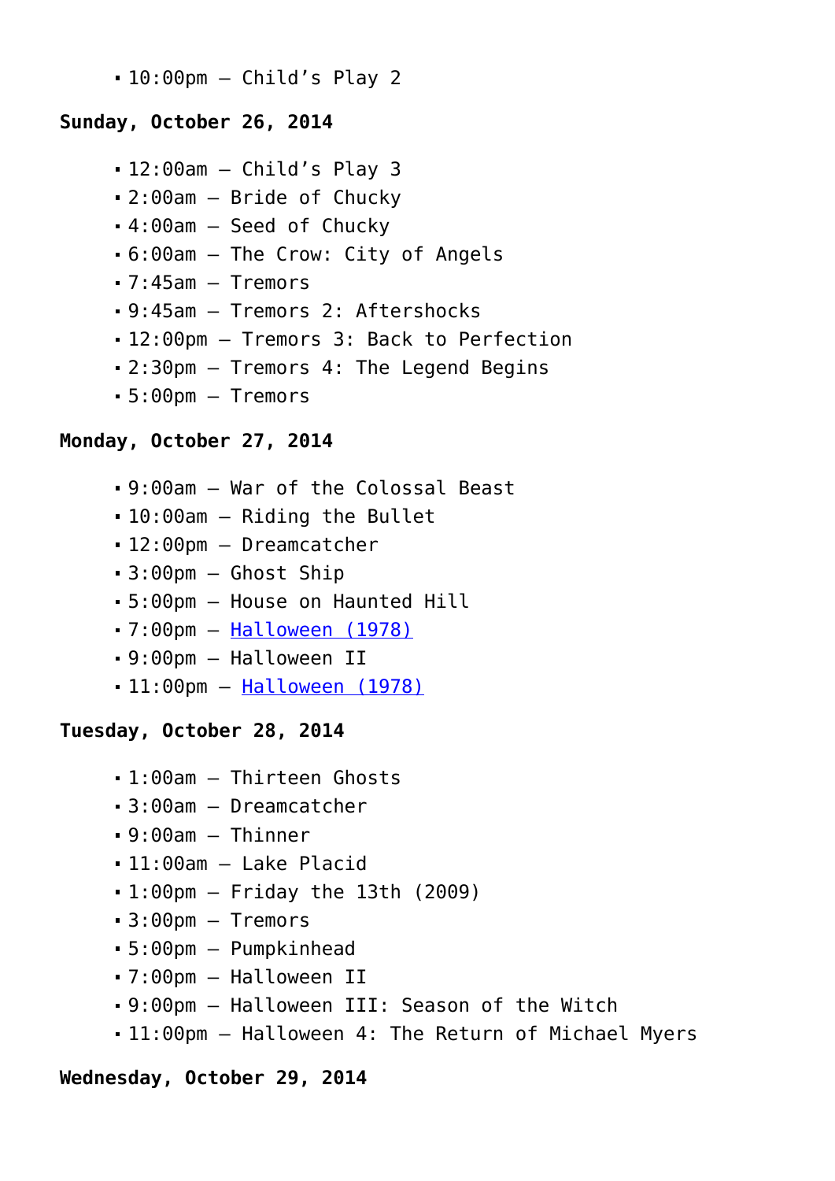- 10:00pm – Child's Play 2

**Sunday, October 26, 2014**

- 12:00am – Child's Play 3
- 2:00am – Bride of Chucky
- 4:00am – Seed of Chucky
- 6:00am – The Crow: City of Angels
- 7:45am – Tremors
- 9:45am – Tremors 2: Aftershocks
- 12:00pm – Tremors 3: Back to Perfection
- 2:30pm – Tremors 4: The Legend Begins
- 5:00pm – Tremors

**Monday, October 27, 2014**

- 9:00am – War of the Colossal Beast
- 10:00am – Riding the Bullet
- 12:00pm – Dreamcatcher
- 3:00pm – Ghost Ship
- 5:00pm – House on Haunted Hill
- 7:00pm – Halloween (1978)
- 9:00pm – Halloween II
- 11:00pm – Halloween (1978)

**Tuesday, October 28, 2014**

- 1:00am – Thirteen Ghosts
- 3:00am – Dreamcatcher
- 9:00am – Thinner
- 11:00am – Lake Placid
- 1:00pm – Friday the 13th (2009)
- 3:00pm – Tremors
- 5:00pm – Pumpkinhead
- 7:00pm – Halloween II
- 9:00pm – Halloween III: Season of the Witch
- 11:00pm – Halloween 4: The Return of Michael Myers

**Wednesday, October 29, 2014**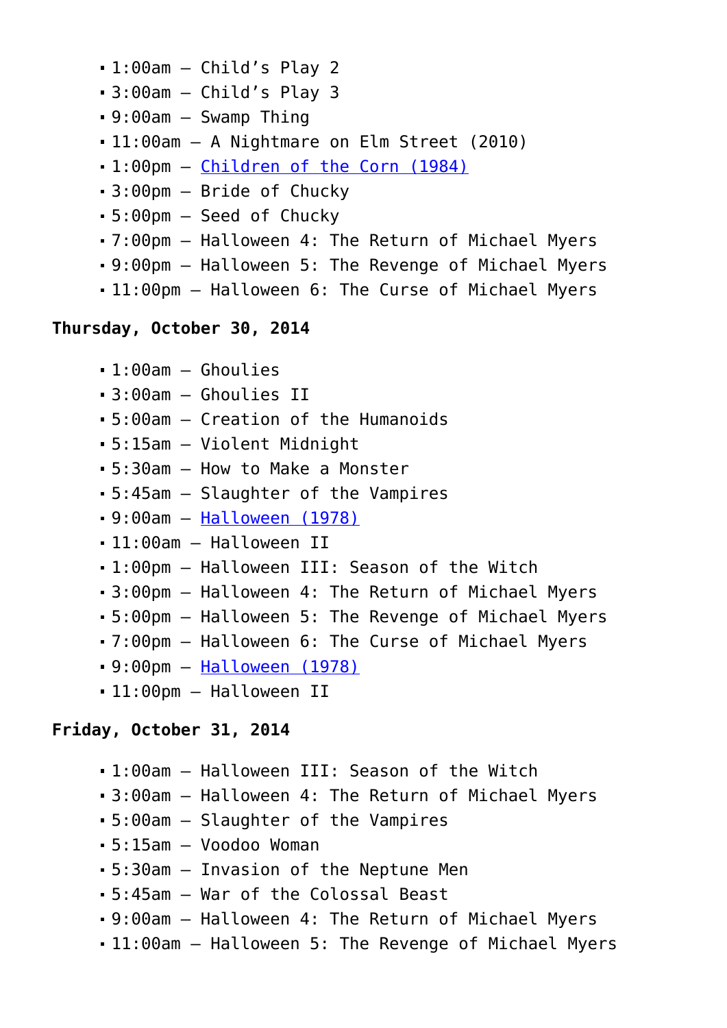- 1:00am – Child's Play 2
- 3:00am – Child's Play 3
- 9:00am – Swamp Thing
- 11:00am – A Nightmare on Elm Street (2010)
- 1:00pm – Children of the Corn (1984)
- 3:00pm – Bride of Chucky
- 5:00pm – Seed of Chucky
- 7:00pm – Halloween 4: The Return of Michael Myers
- 9:00pm – Halloween 5: The Revenge of Michael Myers
- 11:00pm – Halloween 6: The Curse of Michael Myers

**Thursday, October 30, 2014**

- 1:00am – Ghoulies
- 3:00am – Ghoulies II
- 5:00am – Creation of the Humanoids
- 5:15am – Violent Midnight
- 5:30am – How to Make a Monster
- 5:45am – Slaughter of the Vampires
- 9:00am – Halloween (1978)
- 11:00am – Halloween II
- 1:00pm – Halloween III: Season of the Witch
- 3:00pm – Halloween 4: The Return of Michael Myers
- 5:00pm – Halloween 5: The Revenge of Michael Myers
- 7:00pm – Halloween 6: The Curse of Michael Myers
- 9:00pm – Halloween (1978)
- 11:00pm – Halloween II

**Friday, October 31, 2014**

- 1:00am – Halloween III: Season of the Witch
- 3:00am – Halloween 4: The Return of Michael Myers
- 5:00am – Slaughter of the Vampires
- 5:15am – Voodoo Woman
- 5:30am – Invasion of the Neptune Men
- 5:45am – War of the Colossal Beast
- 9:00am – Halloween 4: The Return of Michael Myers
- 11:00am – Halloween 5: The Revenge of Michael Myers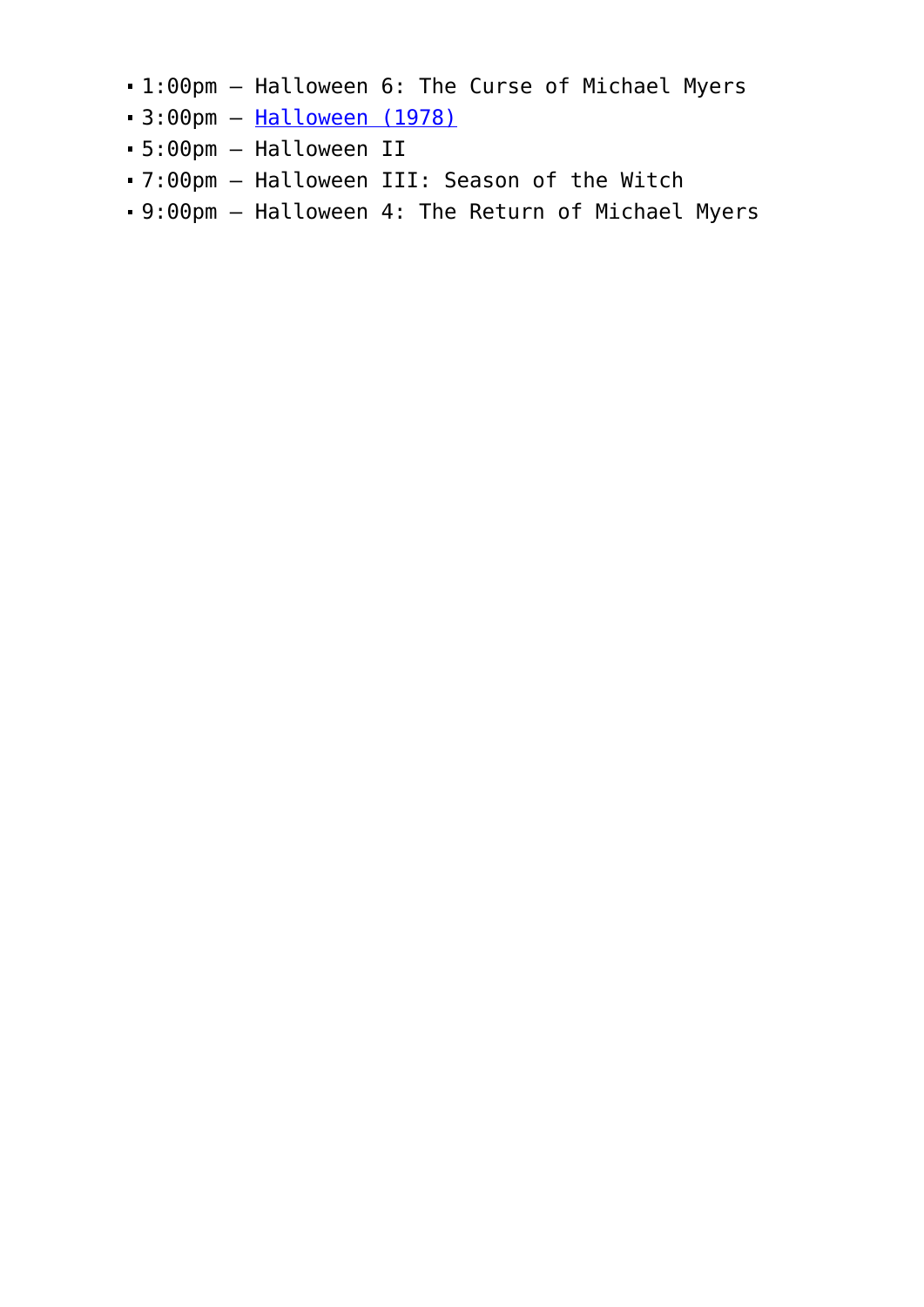- 1:00pm – Halloween 6: The Curse of Michael Myers
- 3:00pm – Halloween (1978)
- 5:00pm – Halloween II
- 7:00pm – Halloween III: Season of the Witch
- 9:00pm – Halloween 4: The Return of Michael Myers